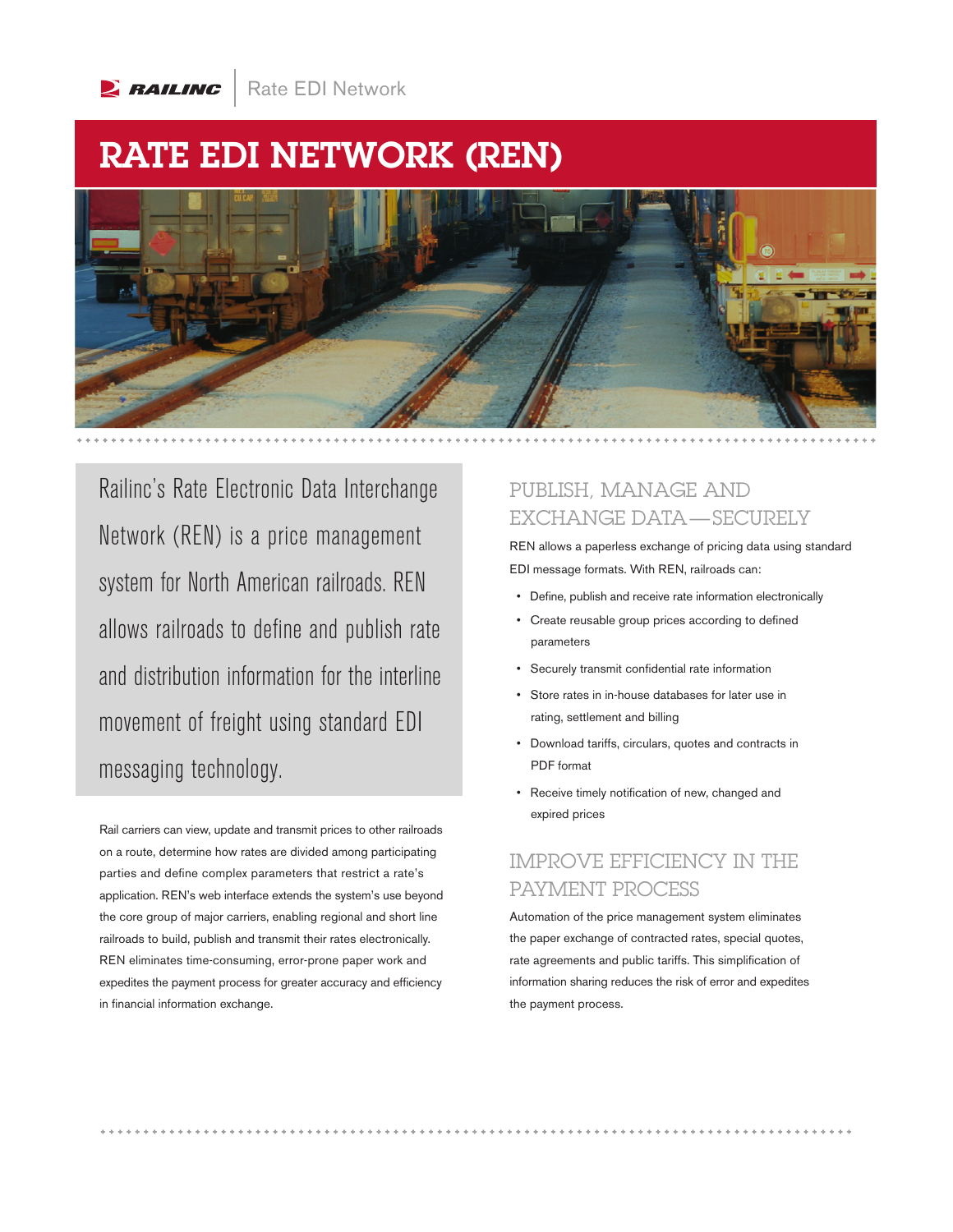# RATE EDI NETWORK (REN)

Railinc's Rate Electronic Data Interchange Network (REN) is a price management system for North American railroads. REN allows railroads to define and publish rate and distribution information for the interline movement of freight using standard EDI messaging technology.

Rail carriers can view, update and transmit prices to other railroads on a route, determine how rates are divided among participating parties and define complex parameters that restrict a rate's application. REN's web interface extends the system's use beyond the core group of major carriers, enabling regional and short line railroads to build, publish and transmit their rates electronically. REN eliminates time-consuming, error-prone paper work and expedites the payment process for greater accuracy and efficiency in financial information exchange.

## PUBLISH, MANAGE AND EXCHANGE DATA—SECURELY

REN allows a paperless exchange of pricing data using standard EDI message formats. With REN, railroads can:

- Define, publish and receive rate information electronically
- Create reusable group prices according to defined parameters
- Securely transmit confidential rate information
- Store rates in in-house databases for later use in rating, settlement and billing
- Download tariffs, circulars, quotes and contracts in PDF format
- Receive timely notification of new, changed and expired prices

## IMPROVE EFFICIENCY IN THE PAYMENT PROCESS

Automation of the price management system eliminates the paper exchange of contracted rates, special quotes, rate agreements and public tariffs. This simplification of information sharing reduces the risk of error and expedites the payment process.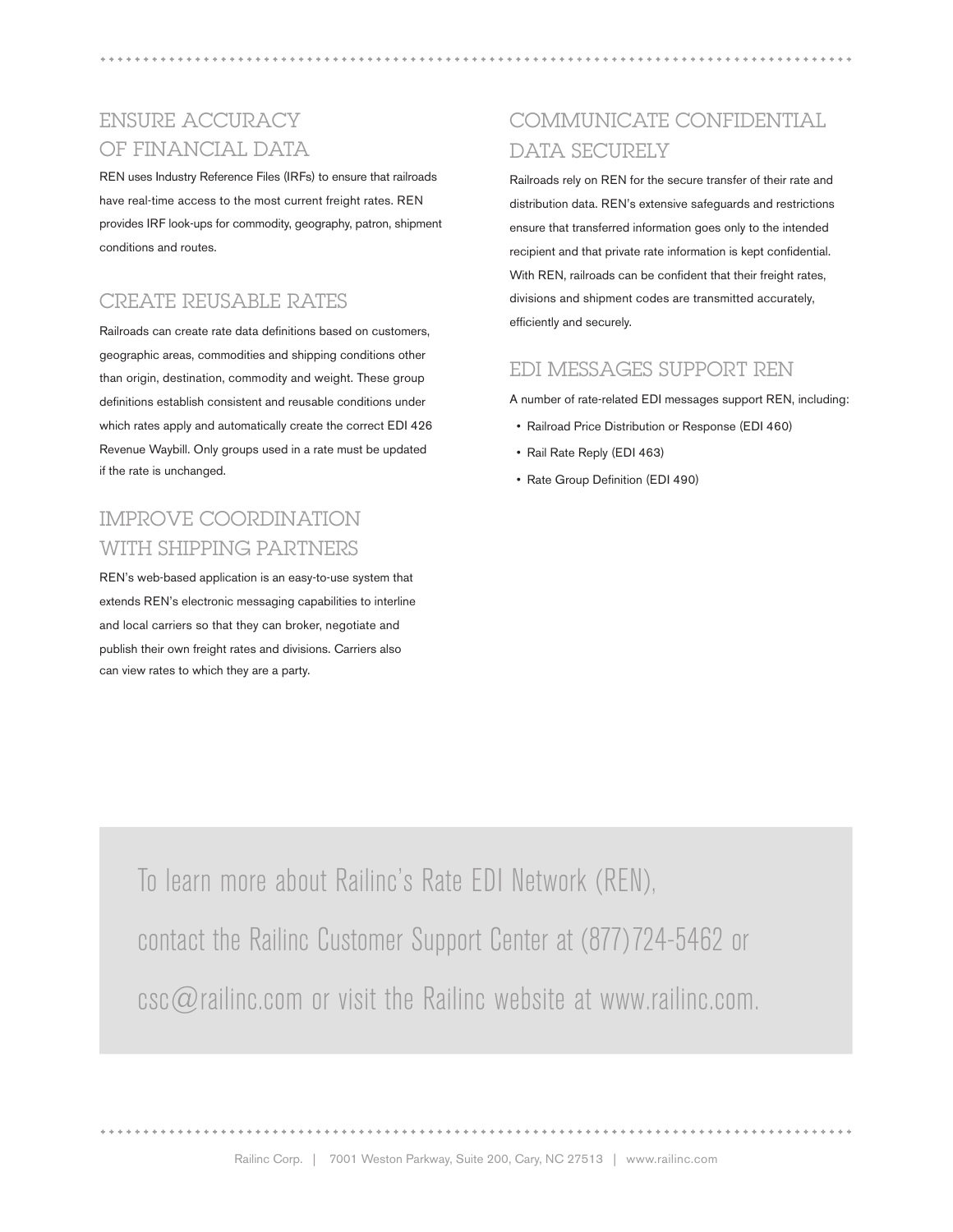## ENSURE ACCURACY OF FINANCIAL DATA

REN uses Industry Reference Files (IRFs) to ensure that railroads have real-time access to the most current freight rates. REN provides IRF look-ups for commodity, geography, patron, shipment conditions and routes.

## CREATE REUSABLE RATES

Railroads can create rate data definitions based on customers, geographic areas, commodities and shipping conditions other than origin, destination, commodity and weight. These group definitions establish consistent and reusable conditions under which rates apply and automatically create the correct EDI 426 Revenue Waybill. Only groups used in a rate must be updated if the rate is unchanged.

## IMPROVE COORDINATION WITH SHIPPING PARTNERS

REN's web-based application is an easy-to-use system that extends REN's electronic messaging capabilities to interline and local carriers so that they can broker, negotiate and publish their own freight rates and divisions. Carriers also can view rates to which they are a party.

## COMMUNICATE CONFIDENTIAL DATA SECURELY

Railroads rely on REN for the secure transfer of their rate and distribution data. REN's extensive safeguards and restrictions ensure that transferred information goes only to the intended recipient and that private rate information is kept confidential. With REN, railroads can be confident that their freight rates, divisions and shipment codes are transmitted accurately, efficiently and securely.

## EDI MESSAGES SUPPORT REN

A number of rate-related EDI messages support REN, including:

- Railroad Price Distribution or Response (EDI 460)
- Rail Rate Reply (EDI 463)
- Rate Group Definition (EDI 490)

To learn more about Railinc's Rate EDI Network (REN), contact the Railinc Customer Support Center at (877)724-5462 or csc@railinc.com or visit the Railinc website at www.railinc.com.

Railinc Corp. | 7001 Weston Parkway, Suite 200, Cary, NC 27513 | www.railinc.com